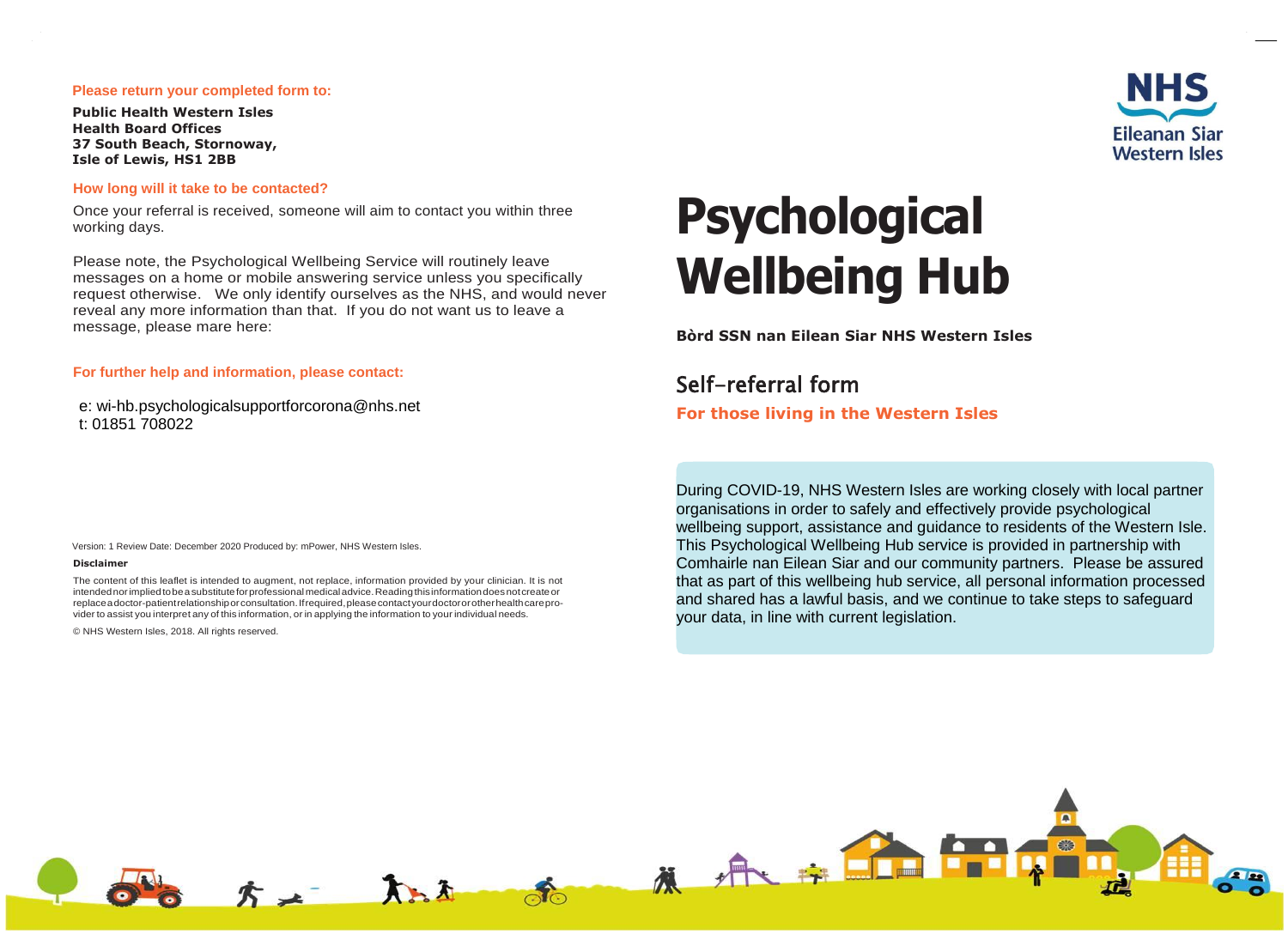**Please return your completed form to:**

**Public Health Western Isles**
**Health Board Offices**
**37 South Beach, Stornoway,**
**Isle of Lewis, HS1 2BB**

**How long will it take to be contacted?**

Once your referral is received, someone will aim to contact you within three working days.

Please note, the Psychological Wellbeing Service will routinely leave messages on a home or mobile answering service unless you specifically request otherwise. We only identify ourselves as the NHS, and would never reveal any more information than that. If you do not want us to leave a message, please mare here:

**For further help and information, please contact:**

e: wi-hb.psychologicalsupportforcorona@nhs.net
t: 01851 708022

Version: 1 Review Date: December 2020 Produced by: mPower, NHS Western Isles.

**Disclaimer**

The content of this leaflet is intended to augment, not replace, information provided by your clinician. It is not intended nor implied to be a substitute for professional medical advice. Reading this information does not create or replace a doctor-patient relationship or consultation. If required, please contact your doctor or other health care provider to assist you interpret any of this information, or in applying the information to your individual needs.

© NHS Western Isles, 2018. All rights reserved.

NHS Eileanan Siar Western Isles

# Psychological Wellbeing Hub

**Bòrd SSN nan Eilean Siar NHS Western Isles**

## Self-referral form

**For those living in the Western Isles**

During COVID-19, NHS Western Isles are working closely with local partner organisations in order to safely and effectively provide psychological wellbeing support, assistance and guidance to residents of the Western Isle. This Psychological Wellbeing Hub service is provided in partnership with Comhairle nan Eilean Siar and our community partners. Please be assured that as part of this wellbeing hub service, all personal information processed and shared has a lawful basis, and we continue to take steps to safeguard your data, in line with current legislation.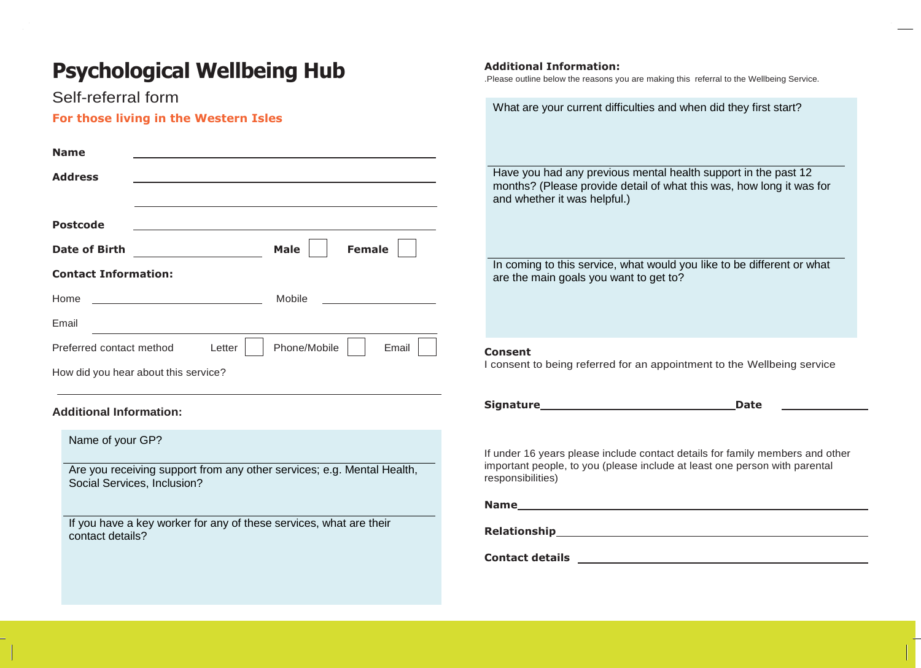# Psychological Wellbeing Hub

Self-referral form

**For those living in the Western Isles**

**Name** ______________________________

**Address** ______________________________

______________________________

**Postcode** ______________________________

**Date of Birth** ____________________ **Male** ☐ **Female** ☐

**Contact Information:**

Home ____________________ Mobile ____________________

Email ______________________________

Preferred contact method Letter ☐ Phone/Mobile ☐ Email ☐

How did you hear about this service?

______________________________

**Additional Information:**

Name of your GP?

Are you receiving support from any other services; e.g. Mental Health, Social Services, Inclusion?

If you have a key worker for any of these services, what are their contact details?

**Additional Information:**

.Please outline below the reasons you are making this referral to the Wellbeing Service.

What are your current difficulties and when did they first start?

Have you had any previous mental health support in the past 12 months? (Please provide detail of what this was, how long it was for and whether it was helpful.)

In coming to this service, what would you like to be different or what are the main goals you want to get to?

**Consent**

I consent to being referred for an appointment to the Wellbeing service

**Signature** ______________________________ **Date** ____________

If under 16 years please include contact details for family members and other important people, to you (please include at least one person with parental responsibilities)

**Name** ______________________________

**Relationship** ______________________________

**Contact details** ______________________________